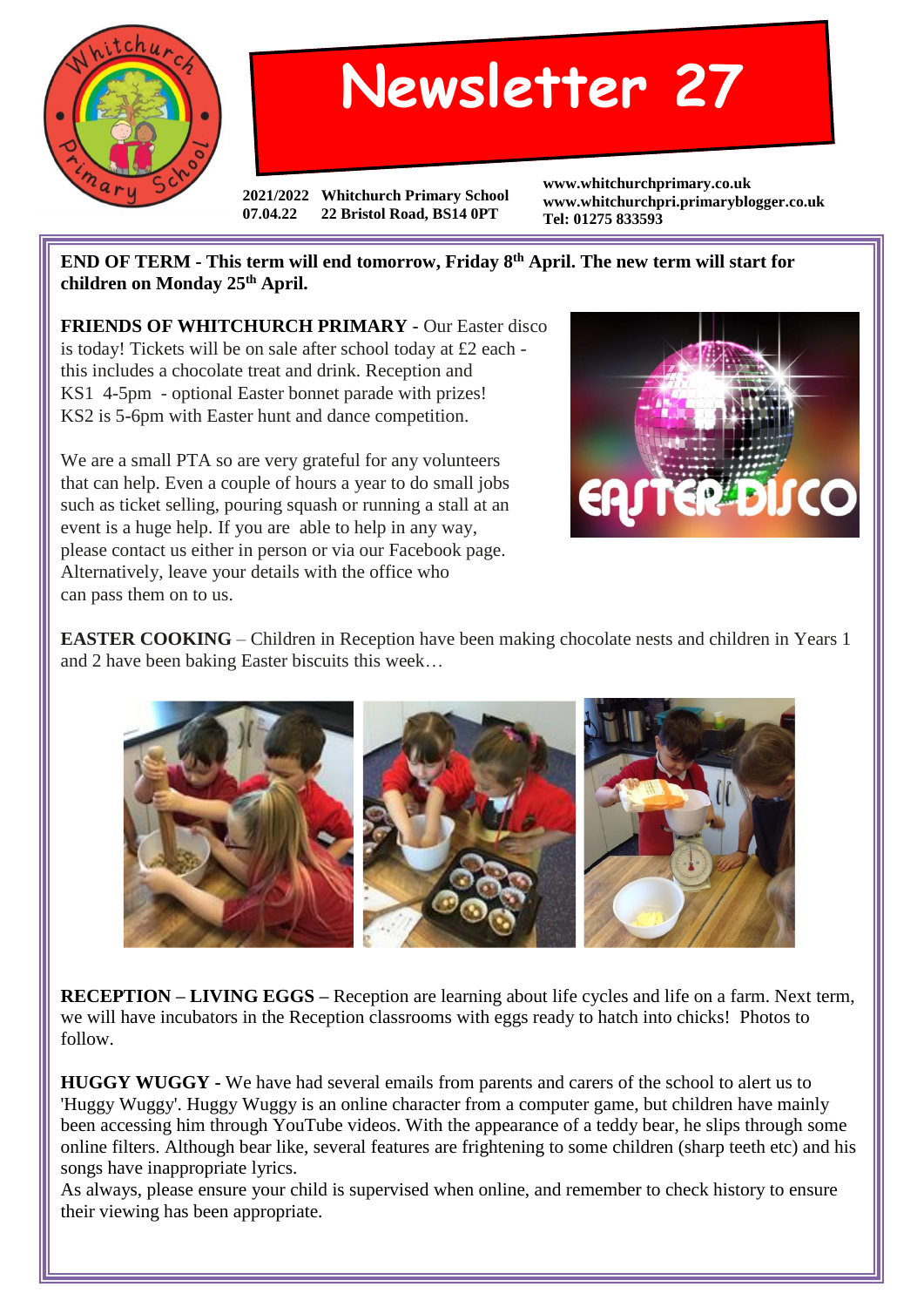# Newsletter 27

**2021/2022** **Whitchurch Primary School**
**07.04.22** **22 Bristol Road, BS14 0PT**

**www.whitchurchprimary.co.uk**
**www.whitchurchpri.primaryblogger.co.uk**
**Tel: 01275 833593**

**END OF TERM - This term will end tomorrow, Friday 8th April. The new term will start for children on Monday 25th April.**

**FRIENDS OF WHITCHURCH PRIMARY** - Our Easter disco is today! Tickets will be on sale after school today at £2 each - this includes a chocolate treat and drink. Reception and KS1 4-5pm - optional Easter bonnet parade with prizes! KS2 is 5-6pm with Easter hunt and dance competition.

We are a small PTA so are very grateful for any volunteers that can help. Even a couple of hours a year to do small jobs such as ticket selling, pouring squash or running a stall at an event is a huge help. If you are able to help in any way, please contact us either in person or via our Facebook page. Alternatively, leave your details with the office who can pass them on to us.

**EASTER COOKING** – Children in Reception have been making chocolate nests and children in Years 1 and 2 have been baking Easter biscuits this week…

**RECEPTION – LIVING EGGS –** Reception are learning about life cycles and life on a farm. Next term, we will have incubators in the Reception classrooms with eggs ready to hatch into chicks! Photos to follow.

**HUGGY WUGGY** - We have had several emails from parents and carers of the school to alert us to 'Huggy Wuggy'. Huggy Wuggy is an online character from a computer game, but children have mainly been accessing him through YouTube videos. With the appearance of a teddy bear, he slips through some online filters. Although bear like, several features are frightening to some children (sharp teeth etc) and his songs have inappropriate lyrics.
As always, please ensure your child is supervised when online, and remember to check history to ensure their viewing has been appropriate.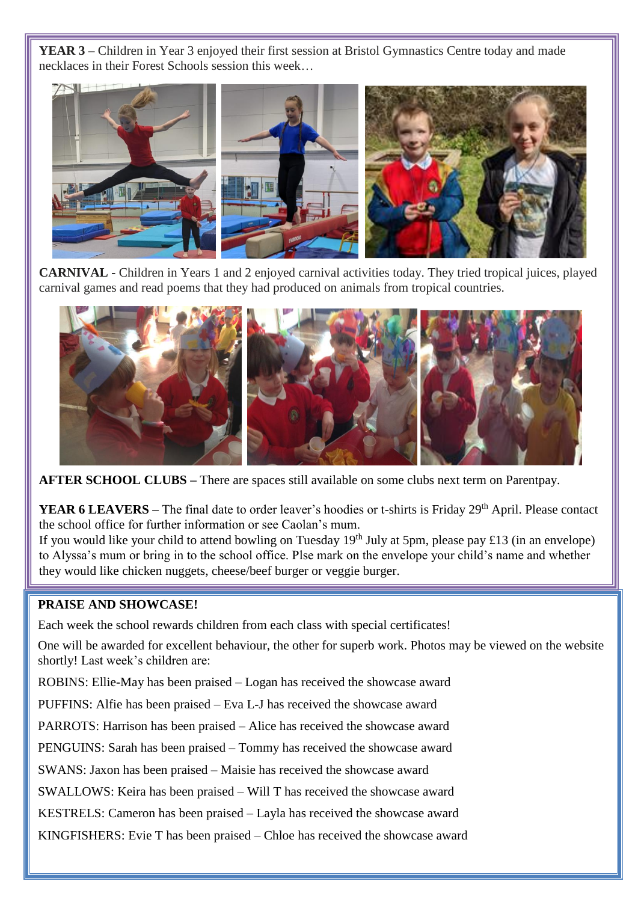**YEAR 3 –** Children in Year 3 enjoyed their first session at Bristol Gymnastics Centre today and made necklaces in their Forest Schools session this week…

**CARNIVAL -** Children in Years 1 and 2 enjoyed carnival activities today. They tried tropical juices, played carnival games and read poems that they had produced on animals from tropical countries.

**AFTER SCHOOL CLUBS –** There are spaces still available on some clubs next term on Parentpay.

**YEAR 6 LEAVERS –** The final date to order leaver's hoodies or t-shirts is Friday 29th April. Please contact the school office for further information or see Caolan's mum.

If you would like your child to attend bowling on Tuesday 19th July at 5pm, please pay £13 (in an envelope) to Alyssa's mum or bring in to the school office. Plse mark on the envelope your child's name and whether they would like chicken nuggets, cheese/beef burger or veggie burger.

**PRAISE AND SHOWCASE!**

Each week the school rewards children from each class with special certificates!

One will be awarded for excellent behaviour, the other for superb work. Photos may be viewed on the website shortly! Last week's children are:

ROBINS: Ellie-May has been praised – Logan has received the showcase award

PUFFINS: Alfie has been praised – Eva L-J has received the showcase award

PARROTS: Harrison has been praised – Alice has received the showcase award

PENGUINS: Sarah has been praised – Tommy has received the showcase award

SWANS: Jaxon has been praised – Maisie has received the showcase award

SWALLOWS: Keira has been praised – Will T has received the showcase award

KESTRELS: Cameron has been praised – Layla has received the showcase award

KINGFISHERS: Evie T has been praised – Chloe has received the showcase award